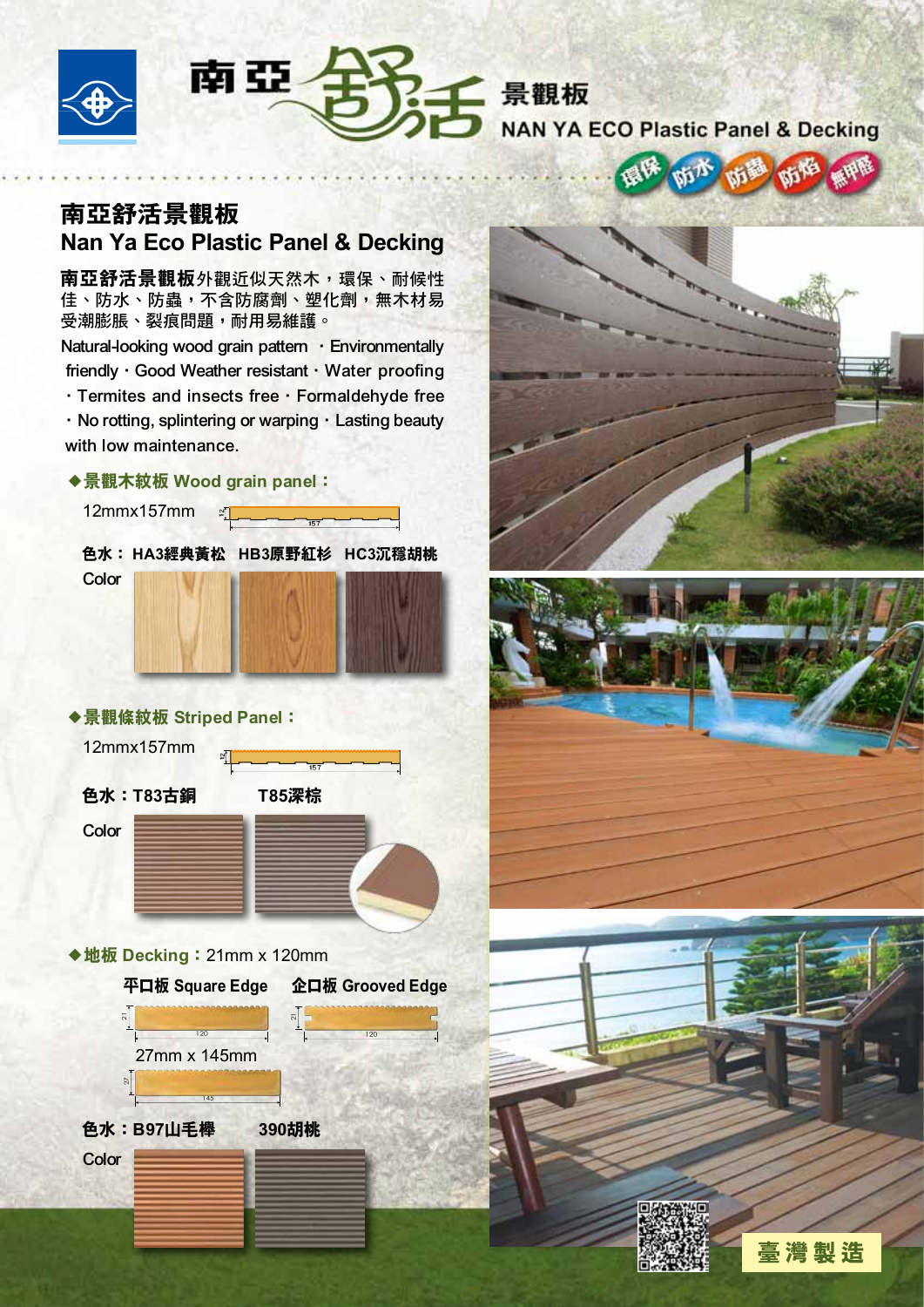南亞 舒活 景觀板

NAN YA ECO Plastic Panel & Decking

環保 防水 防蟲 防焰 無甲醛

# 南亞舒活景觀板
# Nan Ya Eco Plastic Panel & Decking

**南亞舒活景觀板**外觀近似天然木，環保、耐候性佳、防水、防蟲，不含防腐劑、塑化劑，無木材易受潮膨脹、裂痕問題，耐用易維護。

Natural-looking wood grain pattern ・Environmentally friendly・Good Weather resistant・Water proofing ・Termites and insects free・Formaldehyde free ・No rotting, splintering or warping・Lasting beauty with low maintenance.

### ◆景觀木紋板 Wood grain panel：

12mmx157mm

**色水： HA3經典黃松 HB3原野紅杉 HC3沉穩胡桃**

Color

### ◆景觀條紋板 Striped Panel：

12mmx157mm

**色水：T83古銅 T85深棕**

Color

### ◆地板 Decking：21mm x 120mm

**平口板 Square Edge** **企口板 Grooved Edge**

27mm x 145mm

**色水：B97山毛櫸 390胡桃**

Color

臺灣製造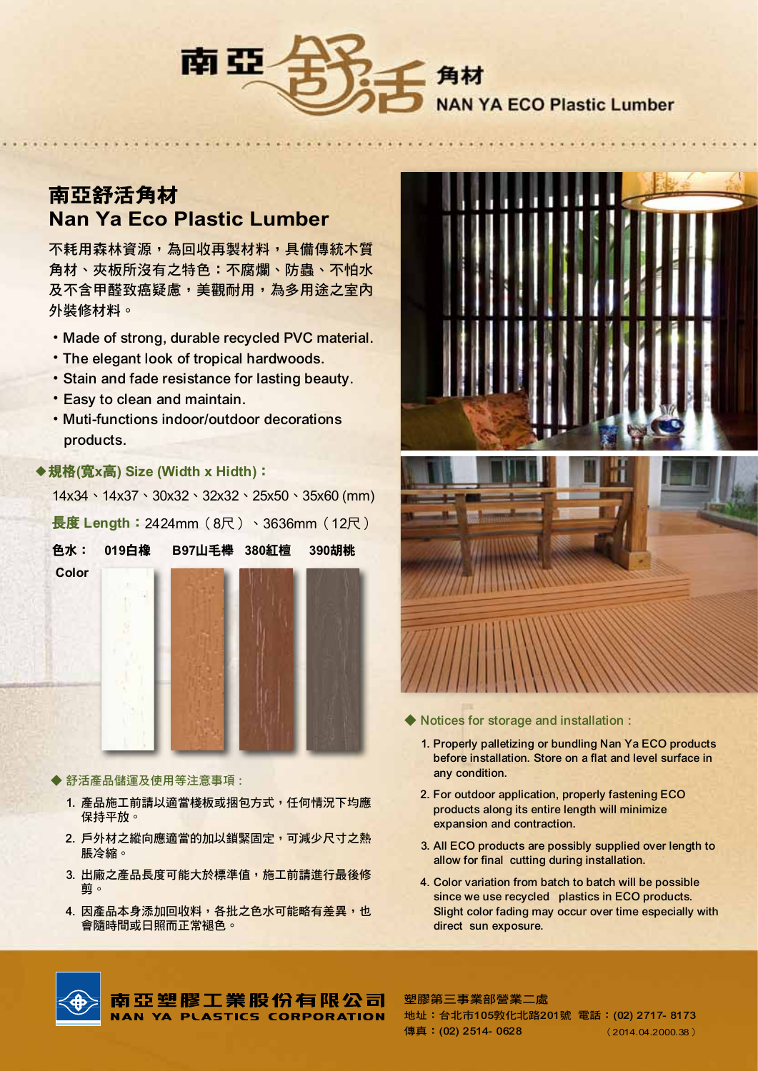# 南亞舒活角材 NAN YA ECO Plastic Lumber

## 南亞舒活角材
## Nan Ya Eco Plastic Lumber

不耗用森林資源，為回收再製材料，具備傳統木質角材、夾板所沒有之特色：不腐爛、防蟲、不怕水及不含甲醛致癌疑慮，美觀耐用，為多用途之室內外裝修材料。

- Made of strong, durable recycled PVC material.
- The elegant look of tropical hardwoods.
- Stain and fade resistance for lasting beauty.
- Easy to clean and maintain.
- Muti-functions indoor/outdoor decorations products.

◆**規格(寬x高) Size (Width x Hidth)：**

14x34、14x37、30x32、32x32、25x50、35x60 (mm)

**長度 Length：**2424mm（8尺）、3636mm（12尺）

**色水：** 019白橡　B97山毛櫸　380紅檀　390胡桃

**Color**

◆ **舒活產品儲運及使用等注意事項：**

1. 產品施工前請以適當棧板或捆包方式，任何情況下均應保持平放。
2. 戶外材之縱向應適當的加以鎖緊固定，可減少尺寸之熱脹冷縮。
3. 出廠之產品長度可能大於標準值，施工前請進行最後修剪。
4. 因產品本身添加回收料，各批之色水可能略有差異，也會隨時間或日照而正常褪色。

◆ **Notices for storage and installation :**

1. Properly palletizing or bundling Nan Ya ECO products before installation. Store on a flat and level surface in any condition.
2. For outdoor application, properly fastening ECO products along its entire length will minimize expansion and contraction.
3. All ECO products are possibly supplied over length to allow for final cutting during installation.
4. Color variation from batch to batch will be possible since we use recycled plastics in ECO products. Slight color fading may occur over time especially with direct sun exposure.

**南亞塑膠工業股份有限公司**
**NAN YA PLASTICS CORPORATION**

塑膠第三事業部營業二處
地址：台北市105敦化北路201號 電話：(02) 2717- 8173
傳真：(02) 2514- 0628 （2014.04.2000.38）